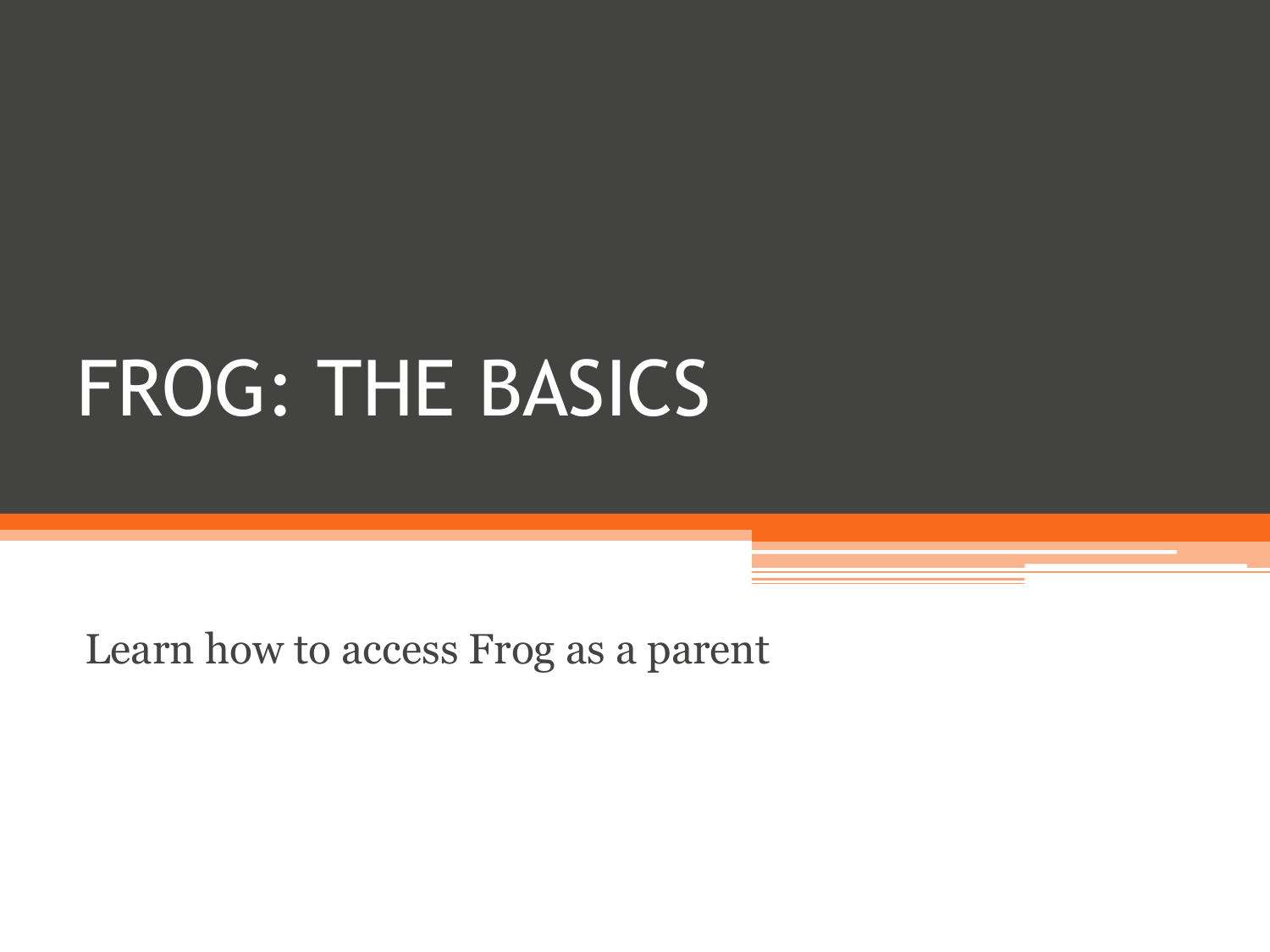# FROG: THE BASICS

Learn how to access Frog as a parent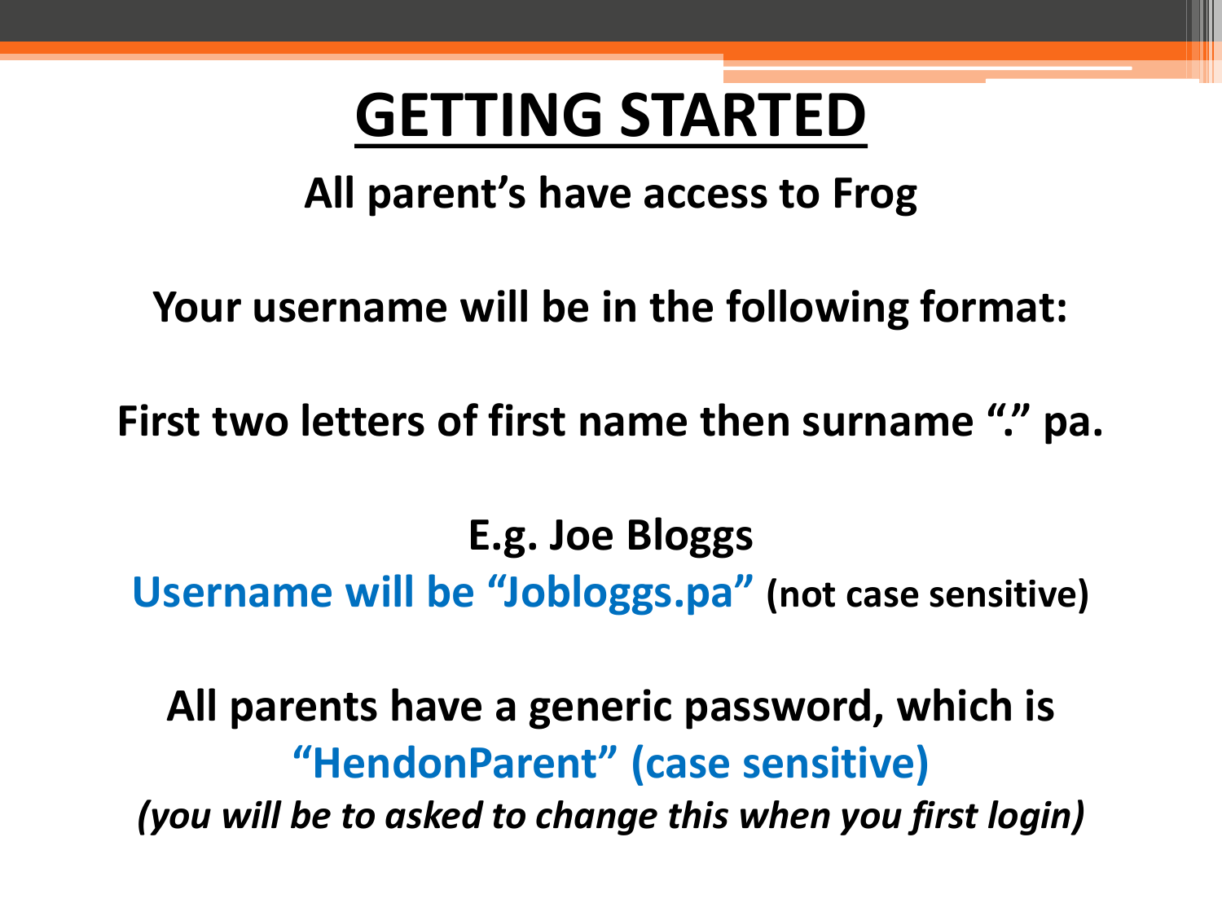# GETTING STARTED

**All parent's have access to Frog**

**Your username will be in the following format:**

**First two letters of first name then surname "." pa.**

**E.g. Joe Bloggs**

**Username will be "Jobloggs.pa"** **(not case sensitive)**

**All parents have a generic password, which is "HendonParent" (case sensitive)**

***(you will be to asked to change this when you first login)***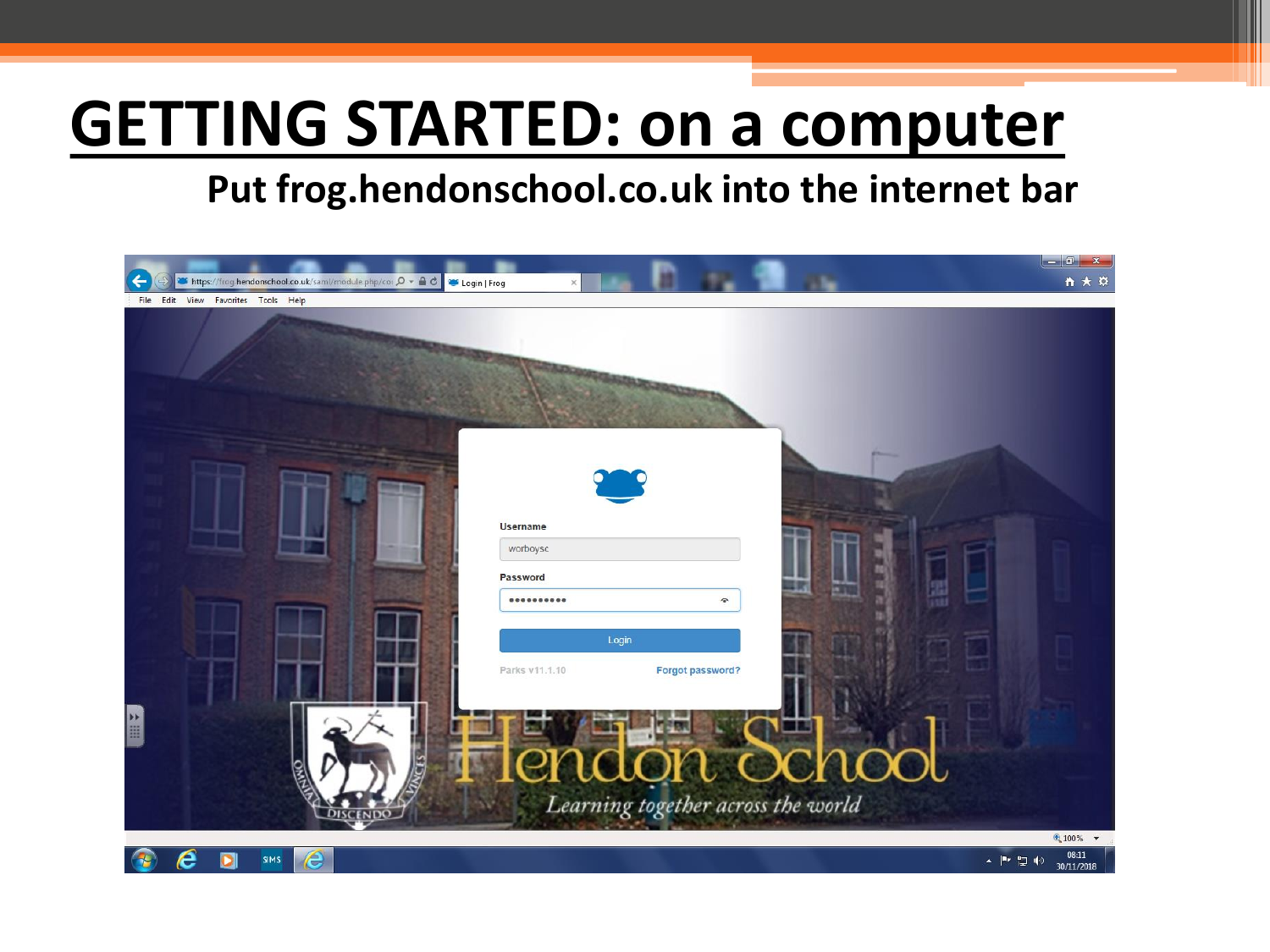# GETTING STARTED: on a computer

**Put frog.hendonschool.co.uk into the internet bar**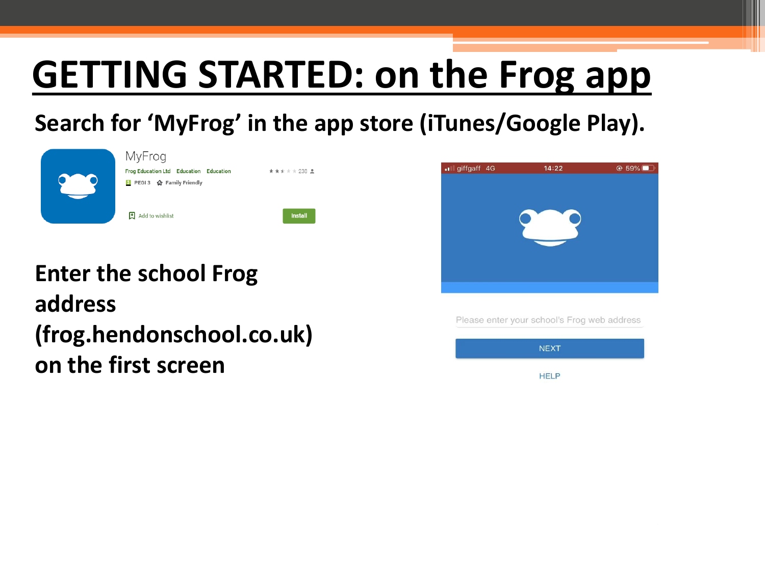# GETTING STARTED: on the Frog app

**Search for 'MyFrog' in the app store (iTunes/Google Play).**

MyFrog

Frog Education Ltd Education Education

PEGI 3 Family Friendly

Add to wishlist

Install

**Enter the school Frog address (frog.hendonschool.co.uk) on the first screen**

giffgaff 4G 14:22 59%

Please enter your school's Frog web address

NEXT

HELP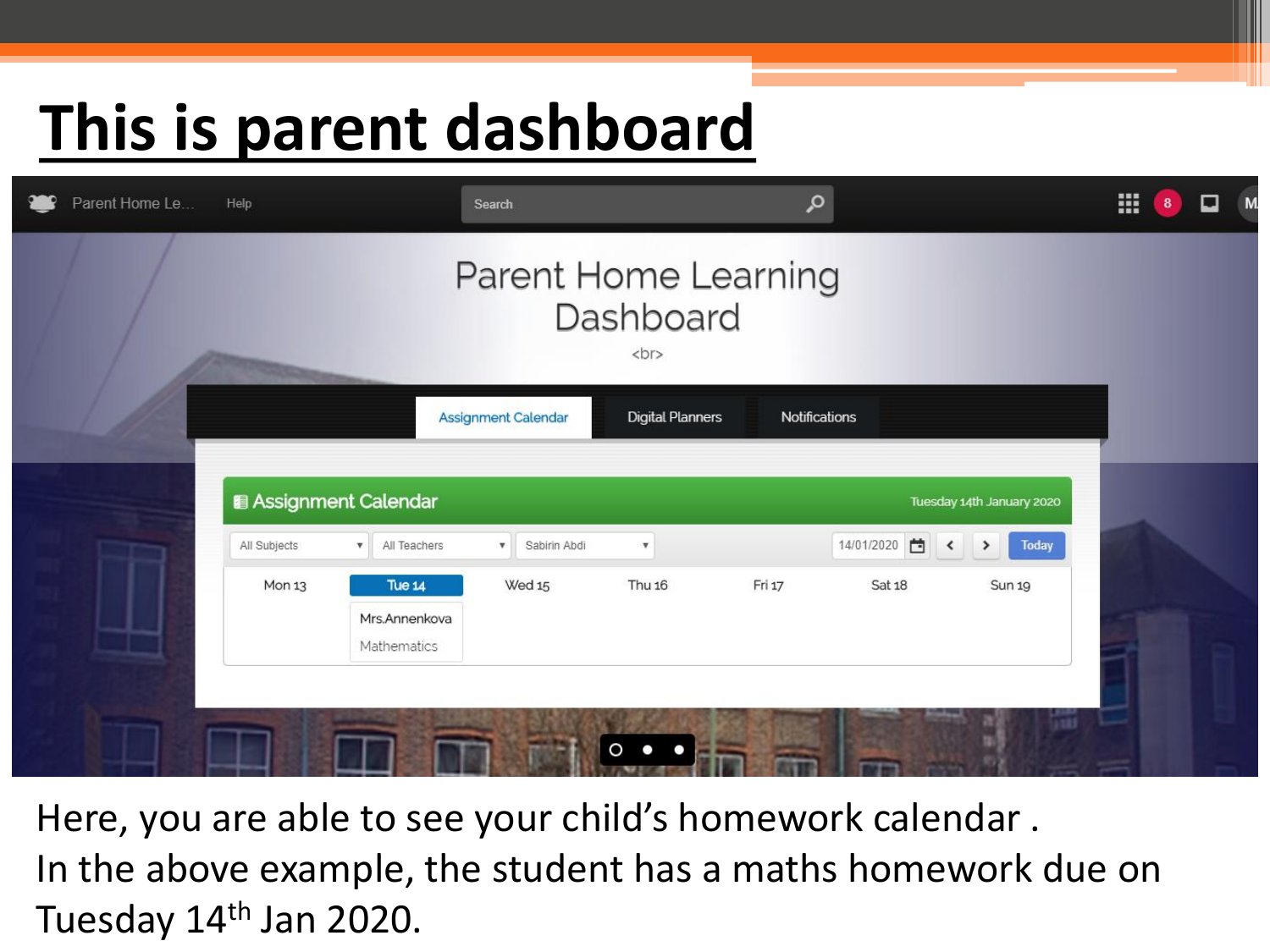# This is parent dashboard

Parent Home Le... Help Search

Parent Home Learning Dashboard

<br>

Assignment Calendar | Digital Planners | Notifications

Assignment Calendar — Tuesday 14th January 2020

All Subjects | All Teachers | Sabirin Abdi | 14/01/2020 | Today

Mon 13 | Tue 14 | Wed 15 | Thu 16 | Fri 17 | Sat 18 | Sun 19

Mrs.Annenkova
Mathematics

Here, you are able to see your child's homework calendar .
In the above example, the student has a maths homework due on Tuesday 14th Jan 2020.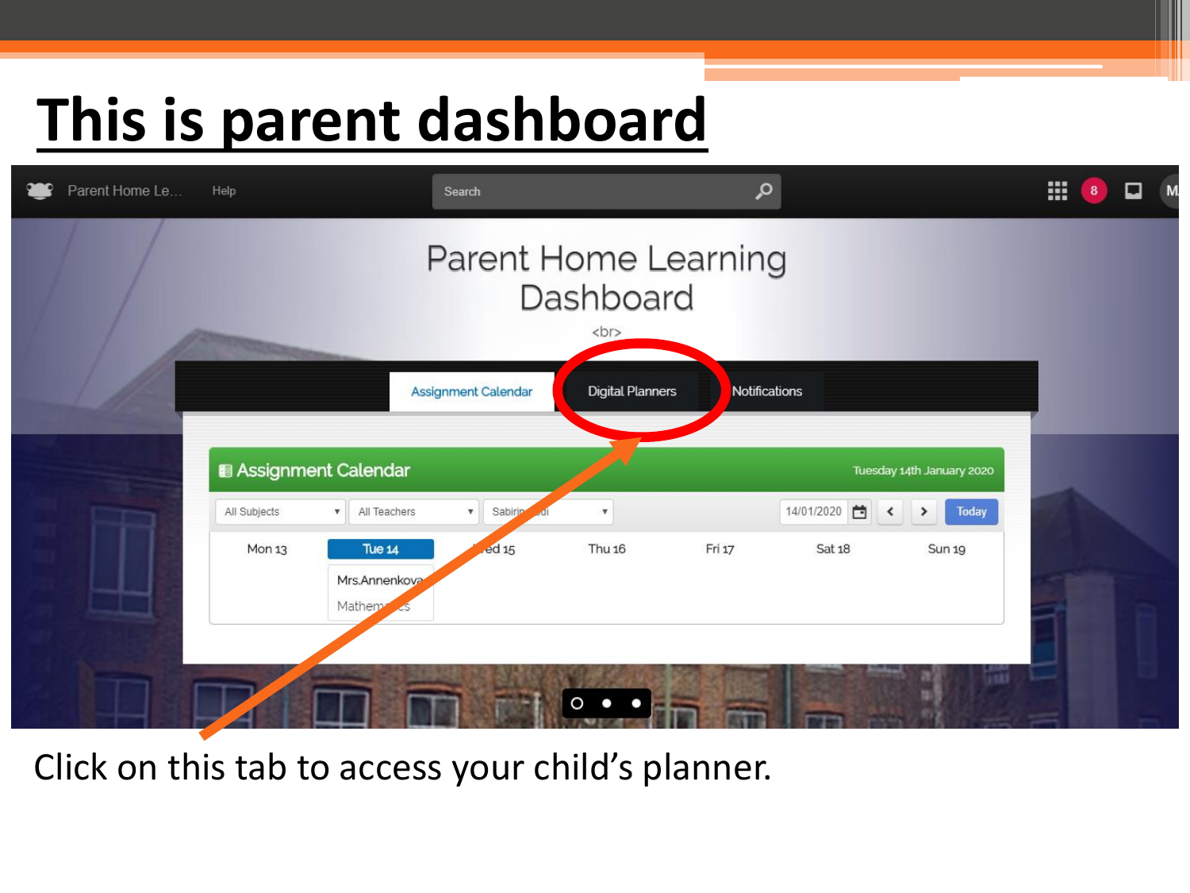# This is parent dashboard

Click on this tab to access your child's planner.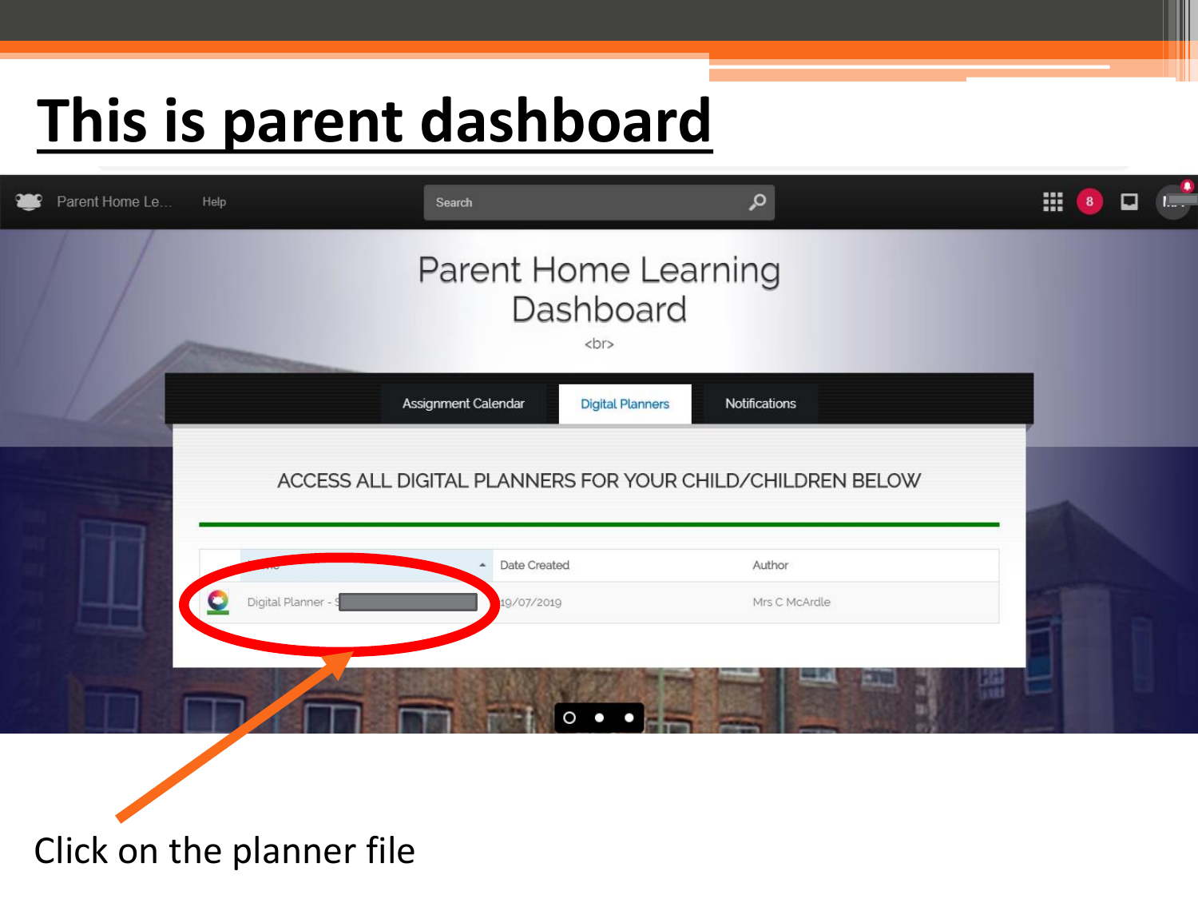# This is parent dashboard

Parent Home Le... Help Search

Parent Home Learning Dashboard

<br>

Assignment Calendar | Digital Planners | Notifications

ACCESS ALL DIGITAL PLANNERS FOR YOUR CHILD/CHILDREN BELOW

| Name | Date Created | Author |
|---|---|---|
| Digital Planner - S | 19/07/2019 | Mrs C McArdle |

Click on the planner file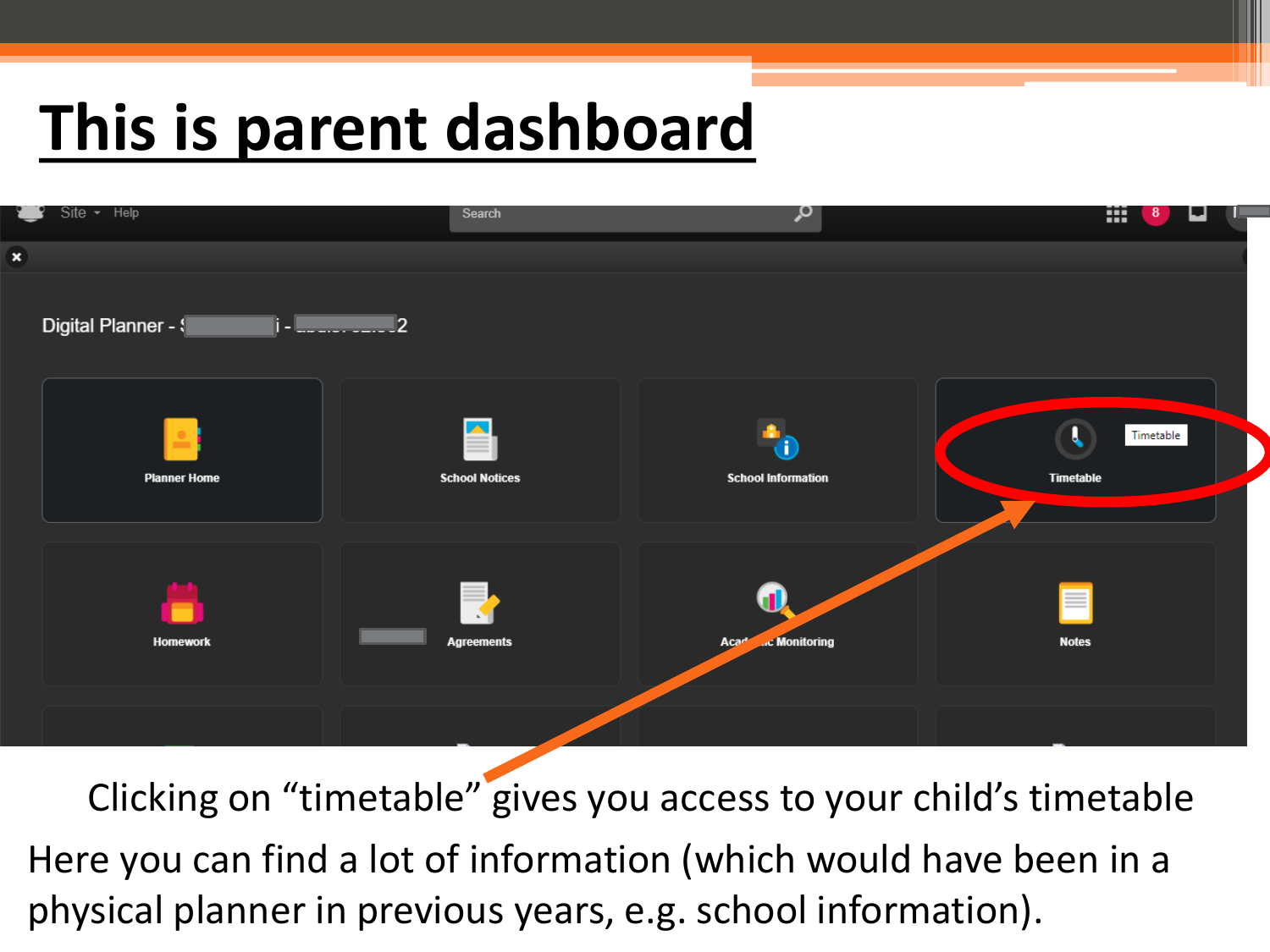# This is parent dashboard

Clicking on "timetable" gives you access to your child's timetable

Here you can find a lot of information (which would have been in a physical planner in previous years, e.g. school information).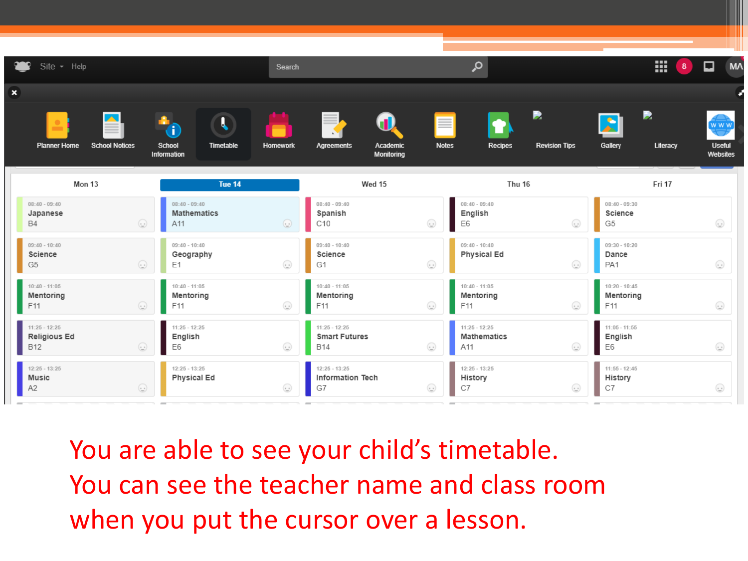Site Help Search 8 MA

Planner Home | School Notices | School Information | Timetable | Homework | Agreements | Academic Monitoring | Notes | Recipes | Revision Tips | Gallery | Literacy | Useful Websites

| Mon 13 | Tue 14 | Wed 15 | Thu 16 | Fri 17 |
|---|---|---|---|---|
| 08:40 - 09:40 Japanese B4 | 08:40 - 09:40 Mathematics A11 | 08:40 - 09:40 Spanish C10 | 08:40 - 09:40 English E6 | 08:40 - 09:30 Science G5 |
| 09:40 - 10:40 Science G5 | 09:40 - 10:40 Geography E1 | 09:40 - 10:40 Science G1 | 09:40 - 10:40 Physical Ed | 09:30 - 10:20 Dance PA1 |
| 10:40 - 11:05 Mentoring F11 | 10:40 - 11:05 Mentoring F11 | 10:40 - 11:05 Mentoring F11 | 10:40 - 11:05 Mentoring F11 | 10:20 - 10:45 Mentoring F11 |
| 11:25 - 12:25 Religious Ed B12 | 11:25 - 12:25 English E6 | 11:25 - 12:25 Smart Futures B14 | 11:25 - 12:25 Mathematics A11 | 11:05 - 11:55 English E6 |
| 12:25 - 13:25 Music A2 | 12:25 - 13:25 Physical Ed | 12:25 - 13:25 Information Tech G7 | 12:25 - 13:25 History C7 | 11:55 - 12:45 History C7 |

You are able to see your child's timetable.
You can see the teacher name and class room when you put the cursor over a lesson.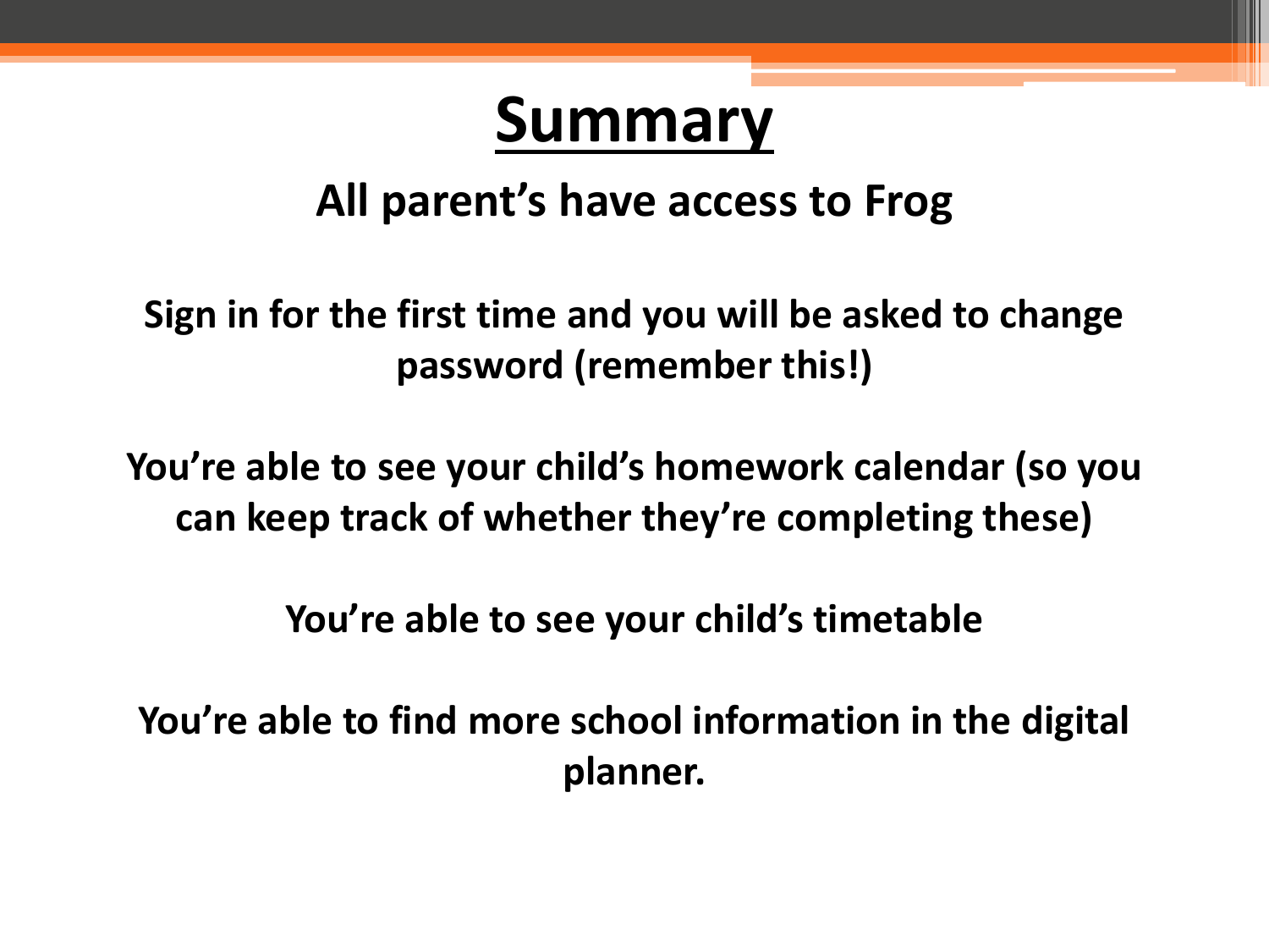# Summary

## All parent's have access to Frog

**Sign in for the first time and you will be asked to change password (remember this!)**

**You're able to see your child's homework calendar (so you can keep track of whether they're completing these)**

**You're able to see your child's timetable**

**You're able to find more school information in the digital planner.**